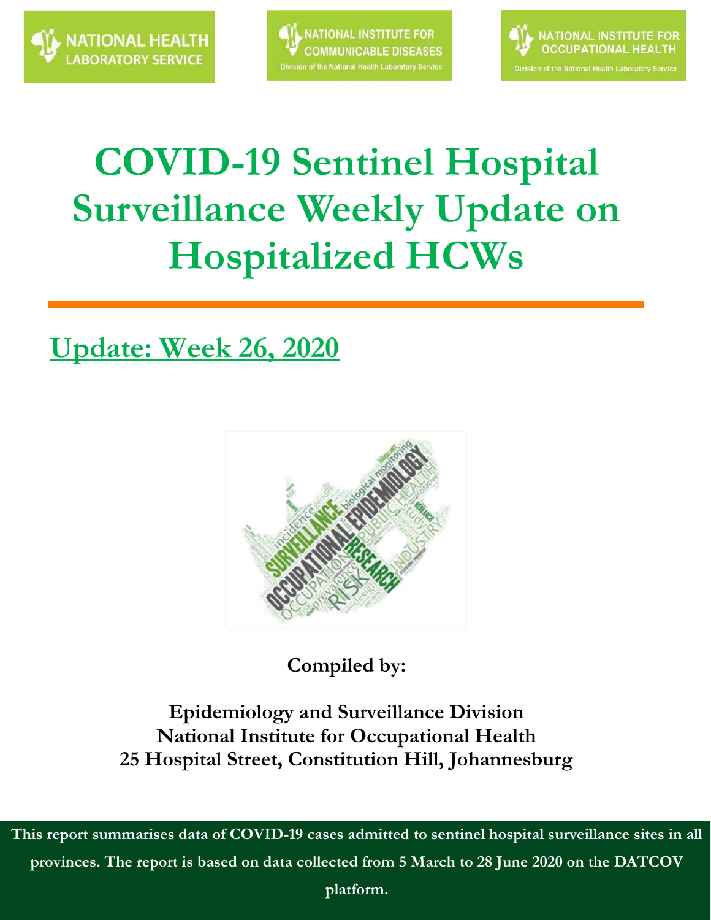NATIONAL HEALTH LABORATORY SERVICE

NATIONAL INSTITUTE FOR COMMUNICABLE DISEASES
Division of the National Health Laboratory Service

NATIONAL INSTITUTE FOR OCCUPATIONAL HEALTH
Division of the National Health Laboratory Service

# COVID-19 Sentinel Hospital Surveillance Weekly Update on Hospitalized HCWs

## Update: Week 26, 2020

**Compiled by:**

**Epidemiology and Surveillance Division**
**National Institute for Occupational Health**
**25 Hospital Street, Constitution Hill, Johannesburg**

**This report summarises data of COVID-19 cases admitted to sentinel hospital surveillance sites in all provinces. The report is based on data collected from 5 March to 28 June 2020 on the DATCOV platform.**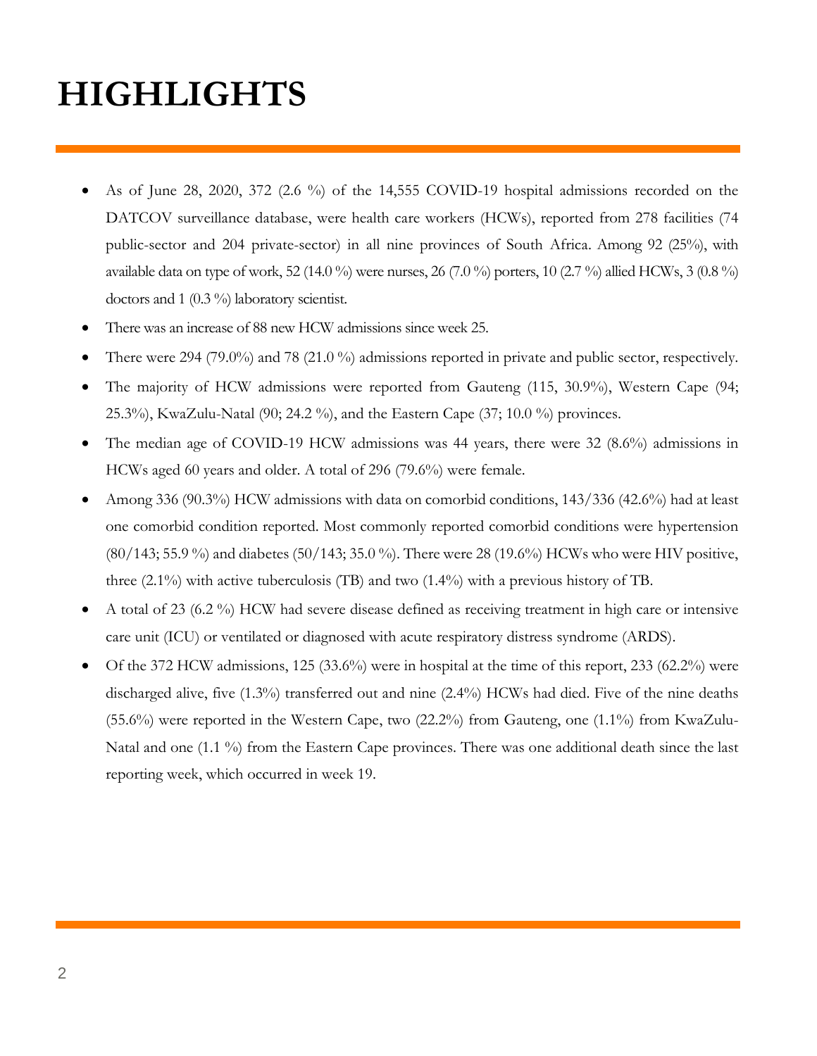# HIGHLIGHTS

- As of June 28, 2020, 372 (2.6 %) of the 14,555 COVID-19 hospital admissions recorded on the DATCOV surveillance database, were health care workers (HCWs), reported from 278 facilities (74 public-sector and 204 private-sector) in all nine provinces of South Africa. Among 92 (25%), with available data on type of work, 52 (14.0 %) were nurses, 26 (7.0 %) porters, 10 (2.7 %) allied HCWs, 3 (0.8 %) doctors and 1 (0.3 %) laboratory scientist.
- There was an increase of 88 new HCW admissions since week 25.
- There were 294 (79.0%) and 78 (21.0 %) admissions reported in private and public sector, respectively.
- The majority of HCW admissions were reported from Gauteng (115, 30.9%), Western Cape (94; 25.3%), KwaZulu-Natal (90; 24.2 %), and the Eastern Cape (37; 10.0 %) provinces.
- The median age of COVID-19 HCW admissions was 44 years, there were 32 (8.6%) admissions in HCWs aged 60 years and older. A total of 296 (79.6%) were female.
- Among 336 (90.3%) HCW admissions with data on comorbid conditions, 143/336 (42.6%) had at least one comorbid condition reported. Most commonly reported comorbid conditions were hypertension (80/143; 55.9 %) and diabetes (50/143; 35.0 %). There were 28 (19.6%) HCWs who were HIV positive, three (2.1%) with active tuberculosis (TB) and two (1.4%) with a previous history of TB.
- A total of 23 (6.2 %) HCW had severe disease defined as receiving treatment in high care or intensive care unit (ICU) or ventilated or diagnosed with acute respiratory distress syndrome (ARDS).
- Of the 372 HCW admissions, 125 (33.6%) were in hospital at the time of this report, 233 (62.2%) were discharged alive, five (1.3%) transferred out and nine (2.4%) HCWs had died. Five of the nine deaths (55.6%) were reported in the Western Cape, two (22.2%) from Gauteng, one (1.1%) from KwaZulu-Natal and one (1.1 %) from the Eastern Cape provinces. There was one additional death since the last reporting week, which occurred in week 19.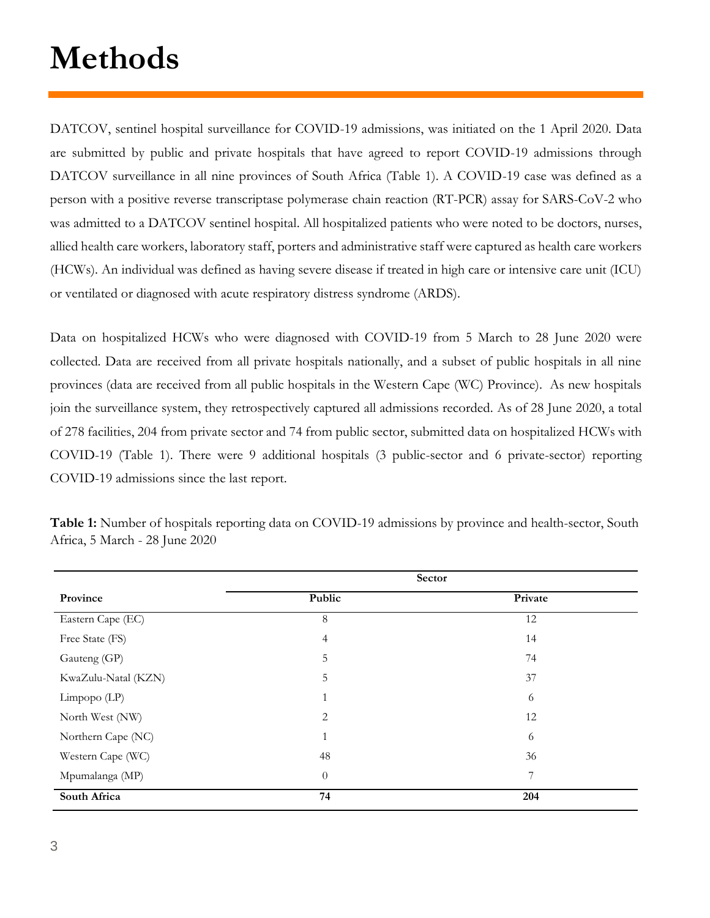# Methods

DATCOV, sentinel hospital surveillance for COVID-19 admissions, was initiated on the 1 April 2020. Data are submitted by public and private hospitals that have agreed to report COVID-19 admissions through DATCOV surveillance in all nine provinces of South Africa (Table 1). A COVID-19 case was defined as a person with a positive reverse transcriptase polymerase chain reaction (RT-PCR) assay for SARS-CoV-2 who was admitted to a DATCOV sentinel hospital. All hospitalized patients who were noted to be doctors, nurses, allied health care workers, laboratory staff, porters and administrative staff were captured as health care workers (HCWs). An individual was defined as having severe disease if treated in high care or intensive care unit (ICU) or ventilated or diagnosed with acute respiratory distress syndrome (ARDS).

Data on hospitalized HCWs who were diagnosed with COVID-19 from 5 March to 28 June 2020 were collected. Data are received from all private hospitals nationally, and a subset of public hospitals in all nine provinces (data are received from all public hospitals in the Western Cape (WC) Province). As new hospitals join the surveillance system, they retrospectively captured all admissions recorded. As of 28 June 2020, a total of 278 facilities, 204 from private sector and 74 from public sector, submitted data on hospitalized HCWs with COVID-19 (Table 1). There were 9 additional hospitals (3 public-sector and 6 private-sector) reporting COVID-19 admissions since the last report.

**Table 1:** Number of hospitals reporting data on COVID-19 admissions by province and health-sector, South Africa, 5 March - 28 June 2020

| | **Sector** | |
|---|---|---|
| **Province** | **Public** | **Private** |
| Eastern Cape (EC) | 8 | 12 |
| Free State (FS) | 4 | 14 |
| Gauteng (GP) | 5 | 74 |
| KwaZulu-Natal (KZN) | 5 | 37 |
| Limpopo (LP) | 1 | 6 |
| North West (NW) | 2 | 12 |
| Northern Cape (NC) | 1 | 6 |
| Western Cape (WC) | 48 | 36 |
| Mpumalanga (MP) | 0 | 7 |
| **South Africa** | **74** | **204** |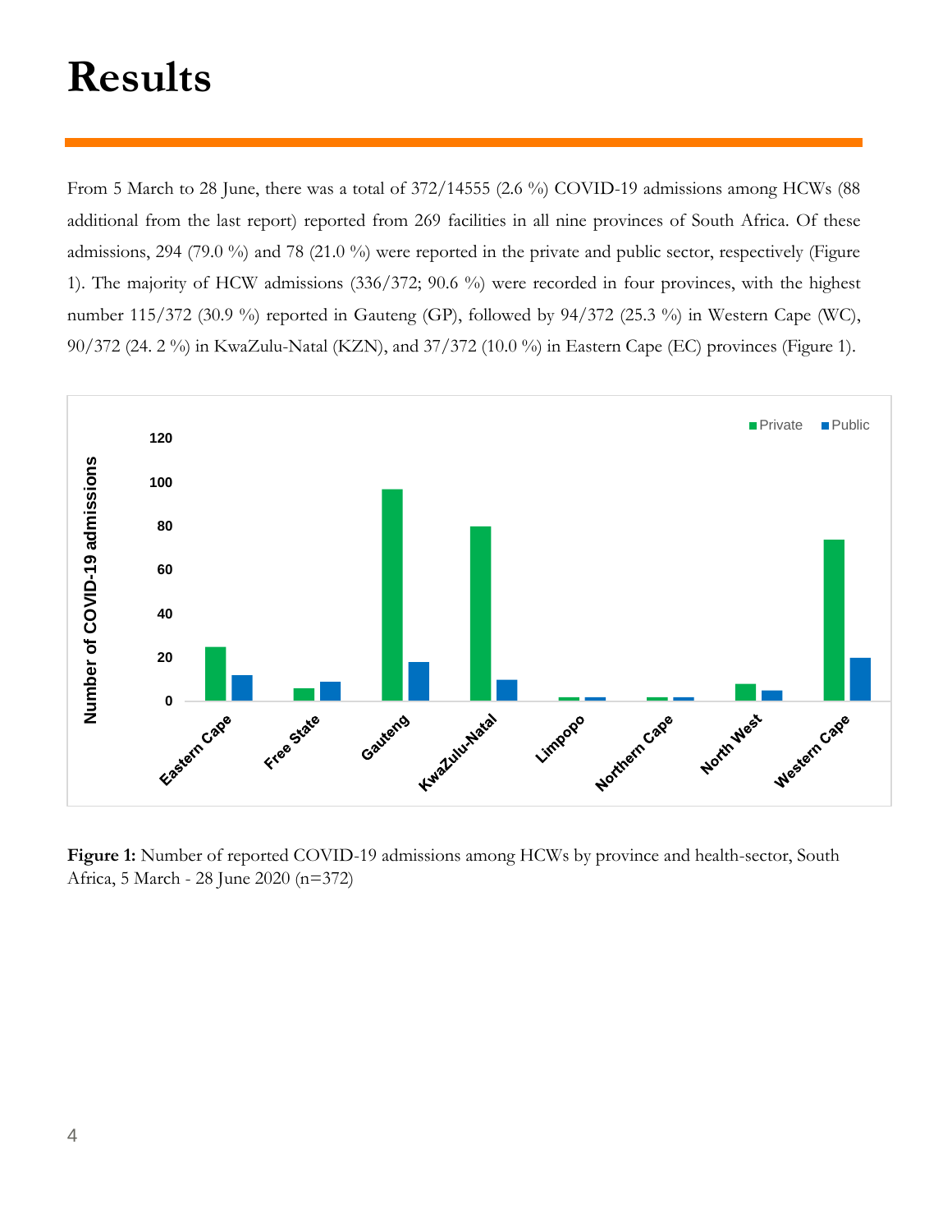# Results

From 5 March to 28 June, there was a total of 372/14555 (2.6 %) COVID-19 admissions among HCWs (88 additional from the last report) reported from 269 facilities in all nine provinces of South Africa. Of these admissions, 294 (79.0 %) and 78 (21.0 %) were reported in the private and public sector, respectively (Figure 1). The majority of HCW admissions (336/372; 90.6 %) were recorded in four provinces, with the highest number 115/372 (30.9 %) reported in Gauteng (GP), followed by 94/372 (25.3 %) in Western Cape (WC), 90/372 (24. 2 %) in KwaZulu-Natal (KZN), and 37/372 (10.0 %) in Eastern Cape (EC) provinces (Figure 1).

**Figure 1:** Number of reported COVID-19 admissions among HCWs by province and health-sector, South Africa, 5 March - 28 June 2020 (n=372)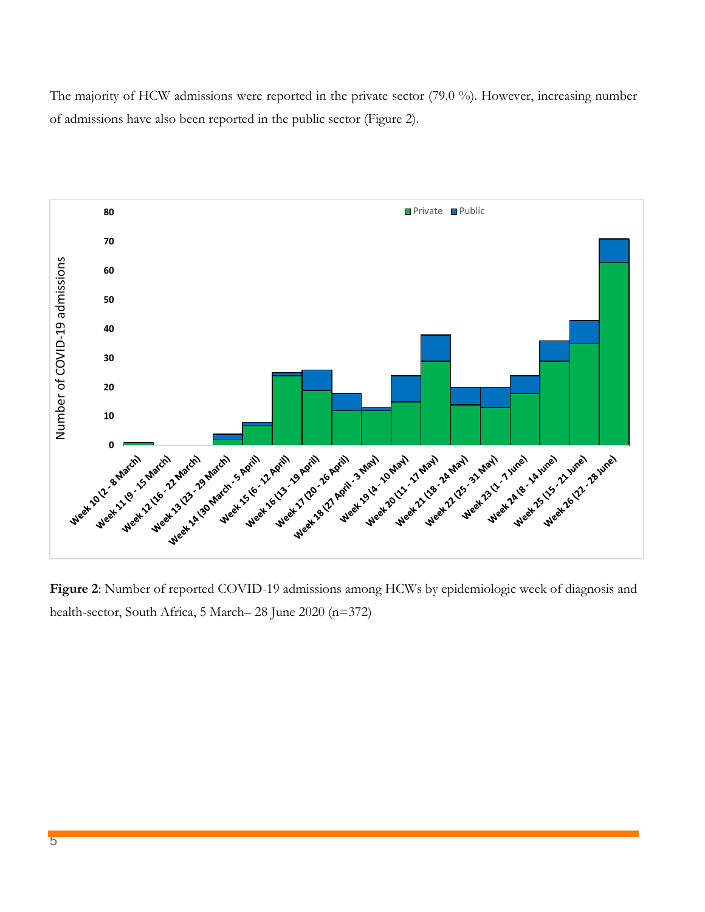The majority of HCW admissions were reported in the private sector (79.0 %). However, increasing number of admissions have also been reported in the public sector (Figure 2).

**Figure 2**: Number of reported COVID-19 admissions among HCWs by epidemiologic week of diagnosis and health-sector, South Africa, 5 March– 28 June 2020 (n=372)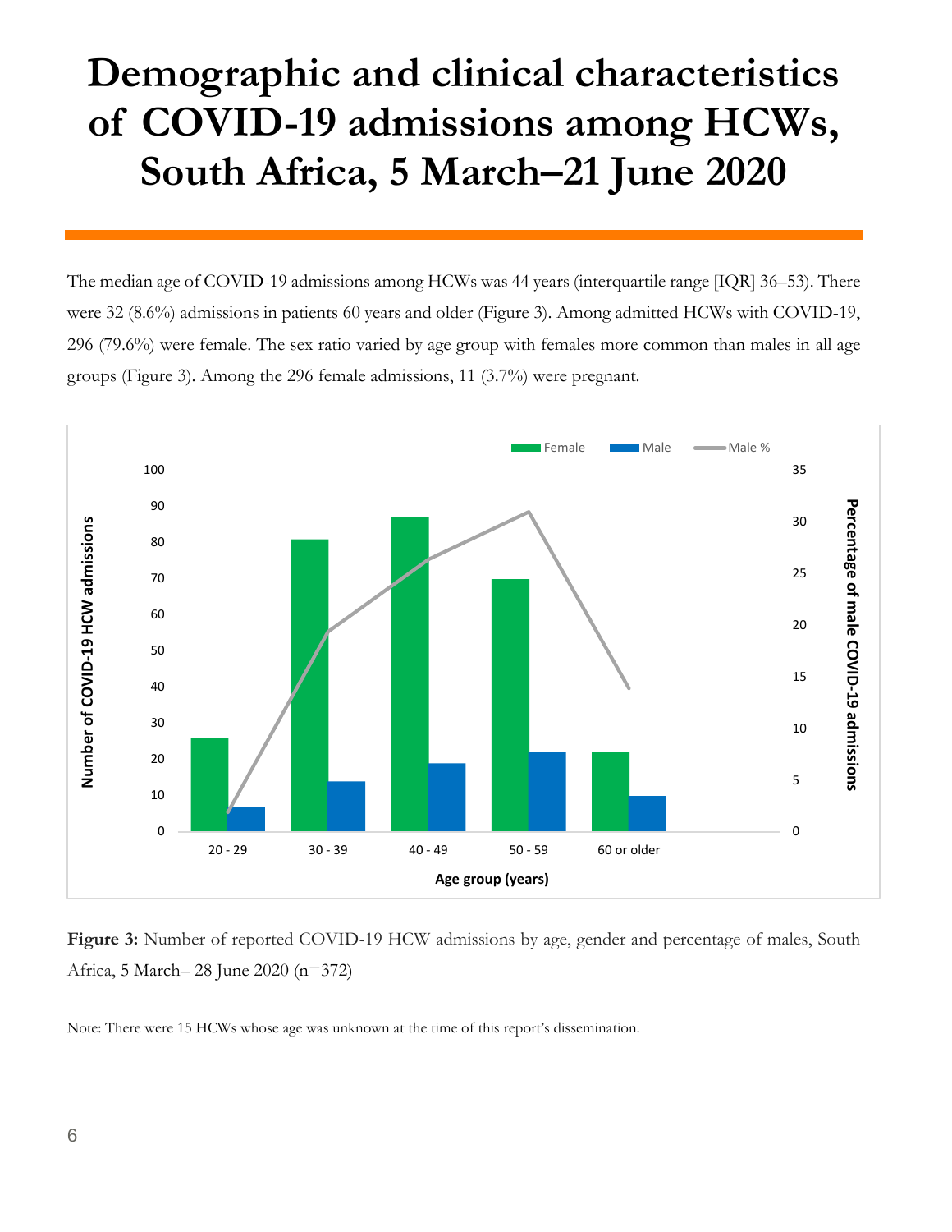# Demographic and clinical characteristics of COVID-19 admissions among HCWs, South Africa, 5 March–21 June 2020

The median age of COVID-19 admissions among HCWs was 44 years (interquartile range [IQR] 36–53). There were 32 (8.6%) admissions in patients 60 years and older (Figure 3). Among admitted HCWs with COVID-19, 296 (79.6%) were female. The sex ratio varied by age group with females more common than males in all age groups (Figure 3). Among the 296 female admissions, 11 (3.7%) were pregnant.

**Figure 3:** Number of reported COVID-19 HCW admissions by age, gender and percentage of males, South Africa, 5 March– 28 June 2020 (n=372)

Note: There were 15 HCWs whose age was unknown at the time of this report's dissemination.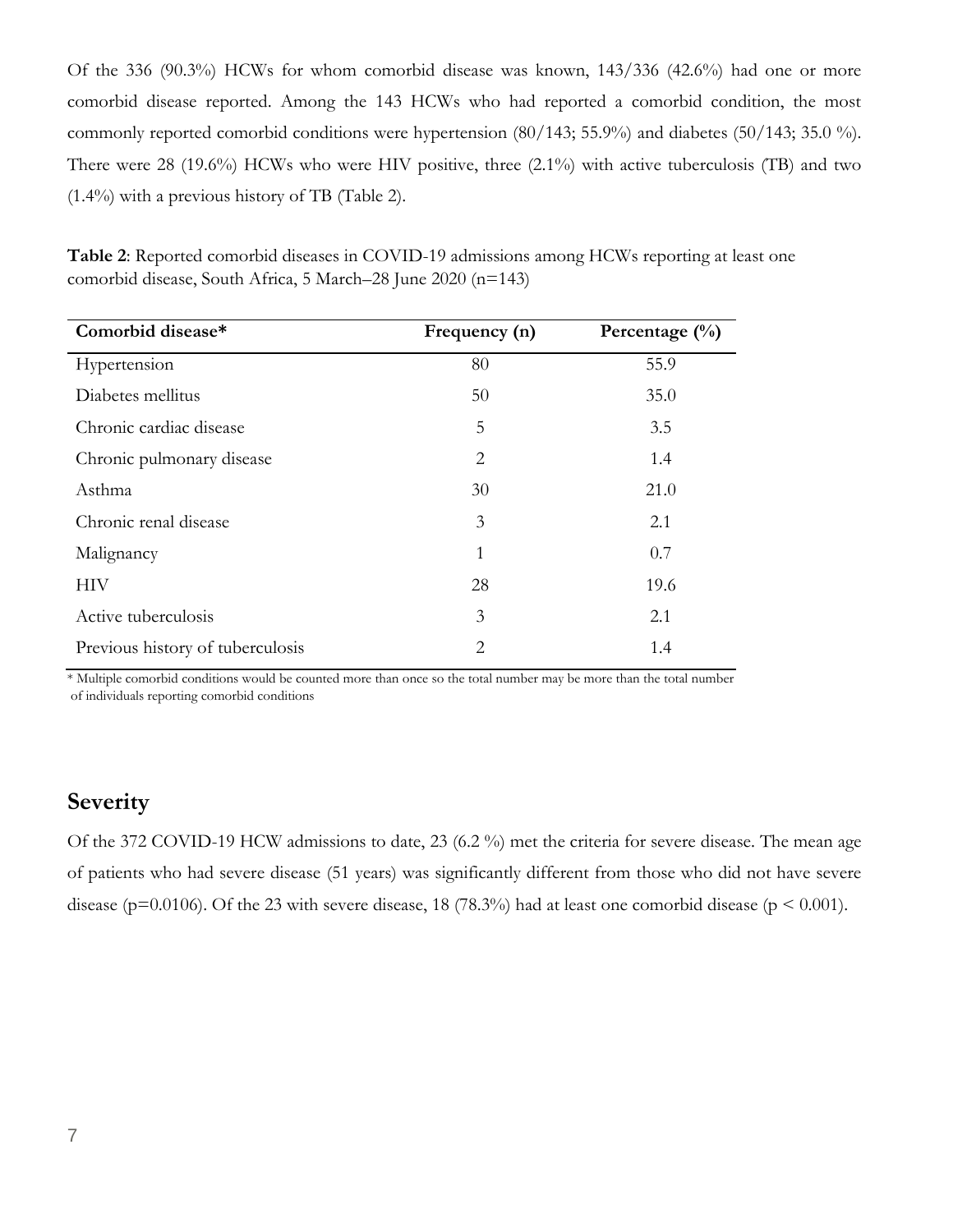Of the 336 (90.3%) HCWs for whom comorbid disease was known, 143/336 (42.6%) had one or more comorbid disease reported. Among the 143 HCWs who had reported a comorbid condition, the most commonly reported comorbid conditions were hypertension (80/143; 55.9%) and diabetes (50/143; 35.0 %). There were 28 (19.6%) HCWs who were HIV positive, three (2.1%) with active tuberculosis (TB) and two (1.4%) with a previous history of TB (Table 2).

**Table 2**: Reported comorbid diseases in COVID-19 admissions among HCWs reporting at least one comorbid disease, South Africa, 5 March–28 June 2020 (n=143)

| Comorbid disease* | Frequency (n) | Percentage (%) |
|---|---|---|
| Hypertension | 80 | 55.9 |
| Diabetes mellitus | 50 | 35.0 |
| Chronic cardiac disease | 5 | 3.5 |
| Chronic pulmonary disease | 2 | 1.4 |
| Asthma | 30 | 21.0 |
| Chronic renal disease | 3 | 2.1 |
| Malignancy | 1 | 0.7 |
| HIV | 28 | 19.6 |
| Active tuberculosis | 3 | 2.1 |
| Previous history of tuberculosis | 2 | 1.4 |

\* Multiple comorbid conditions would be counted more than once so the total number may be more than the total number of individuals reporting comorbid conditions

## Severity

Of the 372 COVID-19 HCW admissions to date, 23 (6.2 %) met the criteria for severe disease. The mean age of patients who had severe disease (51 years) was significantly different from those who did not have severe disease ($p=0.0106$). Of the 23 with severe disease, 18 (78.3%) had at least one comorbid disease ($p < 0.001$).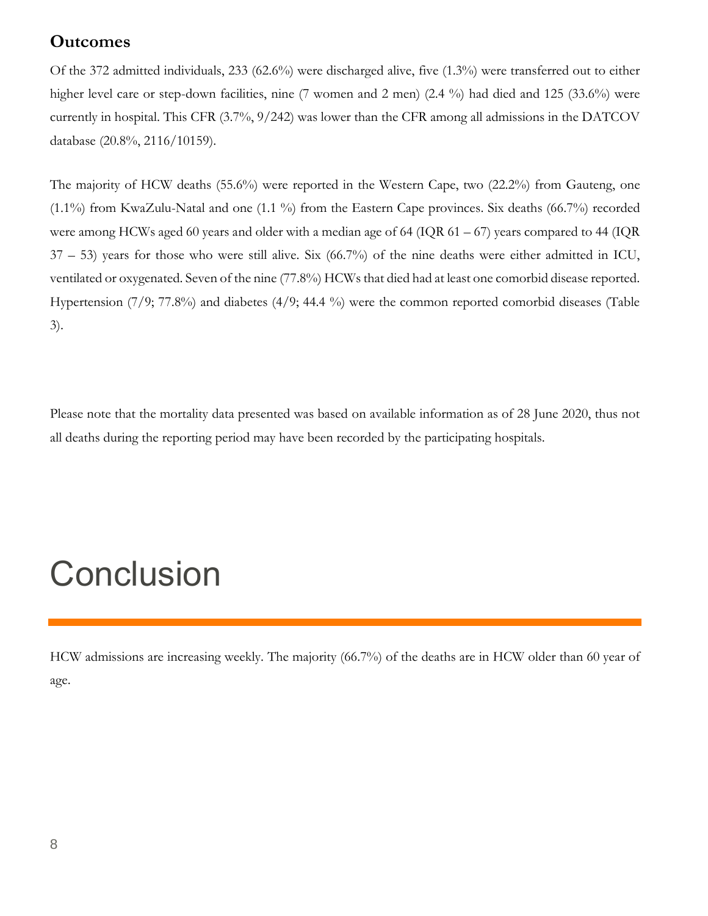## Outcomes

Of the 372 admitted individuals, 233 (62.6%) were discharged alive, five (1.3%) were transferred out to either higher level care or step-down facilities, nine (7 women and 2 men) (2.4 %) had died and 125 (33.6%) were currently in hospital. This CFR (3.7%, 9/242) was lower than the CFR among all admissions in the DATCOV database (20.8%, 2116/10159).

The majority of HCW deaths (55.6%) were reported in the Western Cape, two (22.2%) from Gauteng, one (1.1%) from KwaZulu-Natal and one (1.1 %) from the Eastern Cape provinces. Six deaths (66.7%) recorded were among HCWs aged 60 years and older with a median age of 64 (IQR 61 – 67) years compared to 44 (IQR 37 – 53) years for those who were still alive. Six (66.7%) of the nine deaths were either admitted in ICU, ventilated or oxygenated. Seven of the nine (77.8%) HCWs that died had at least one comorbid disease reported. Hypertension (7/9; 77.8%) and diabetes (4/9; 44.4 %) were the common reported comorbid diseases (Table 3).

Please note that the mortality data presented was based on available information as of 28 June 2020, thus not all deaths during the reporting period may have been recorded by the participating hospitals.

# Conclusion

HCW admissions are increasing weekly. The majority (66.7%) of the deaths are in HCW older than 60 year of age.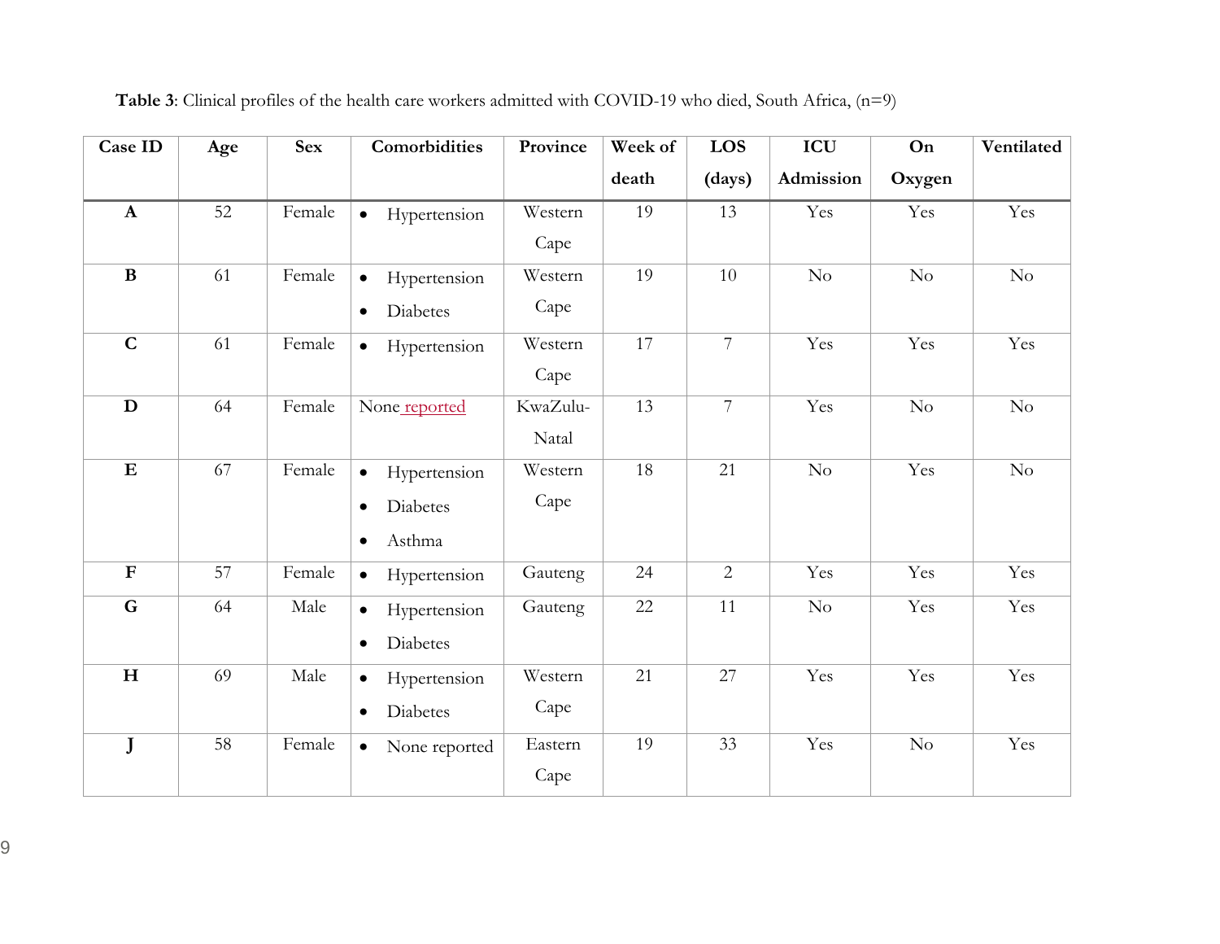**Table 3**: Clinical profiles of the health care workers admitted with COVID-19 who died, South Africa, (n=9)

| Case ID | Age | Sex | Comorbidities | Province | Week of death | LOS (days) | ICU Admission | On Oxygen | Ventilated |
|---|---|---|---|---|---|---|---|---|---|
| **A** | 52 | Female | • Hypertension | Western Cape | 19 | 13 | Yes | Yes | Yes |
| **B** | 61 | Female | • Hypertension<br>• Diabetes | Western Cape | 19 | 10 | No | No | No |
| **C** | 61 | Female | • Hypertension | Western Cape | 17 | 7 | Yes | Yes | Yes |
| **D** | 64 | Female | None reported | KwaZulu-Natal | 13 | 7 | Yes | No | No |
| **E** | 67 | Female | • Hypertension<br>• Diabetes<br>• Asthma | Western Cape | 18 | 21 | No | Yes | No |
| **F** | 57 | Female | • Hypertension | Gauteng | 24 | 2 | Yes | Yes | Yes |
| **G** | 64 | Male | • Hypertension<br>• Diabetes | Gauteng | 22 | 11 | No | Yes | Yes |
| **H** | 69 | Male | • Hypertension<br>• Diabetes | Western Cape | 21 | 27 | Yes | Yes | Yes |
| **J** | 58 | Female | • None reported | Eastern Cape | 19 | 33 | Yes | No | Yes |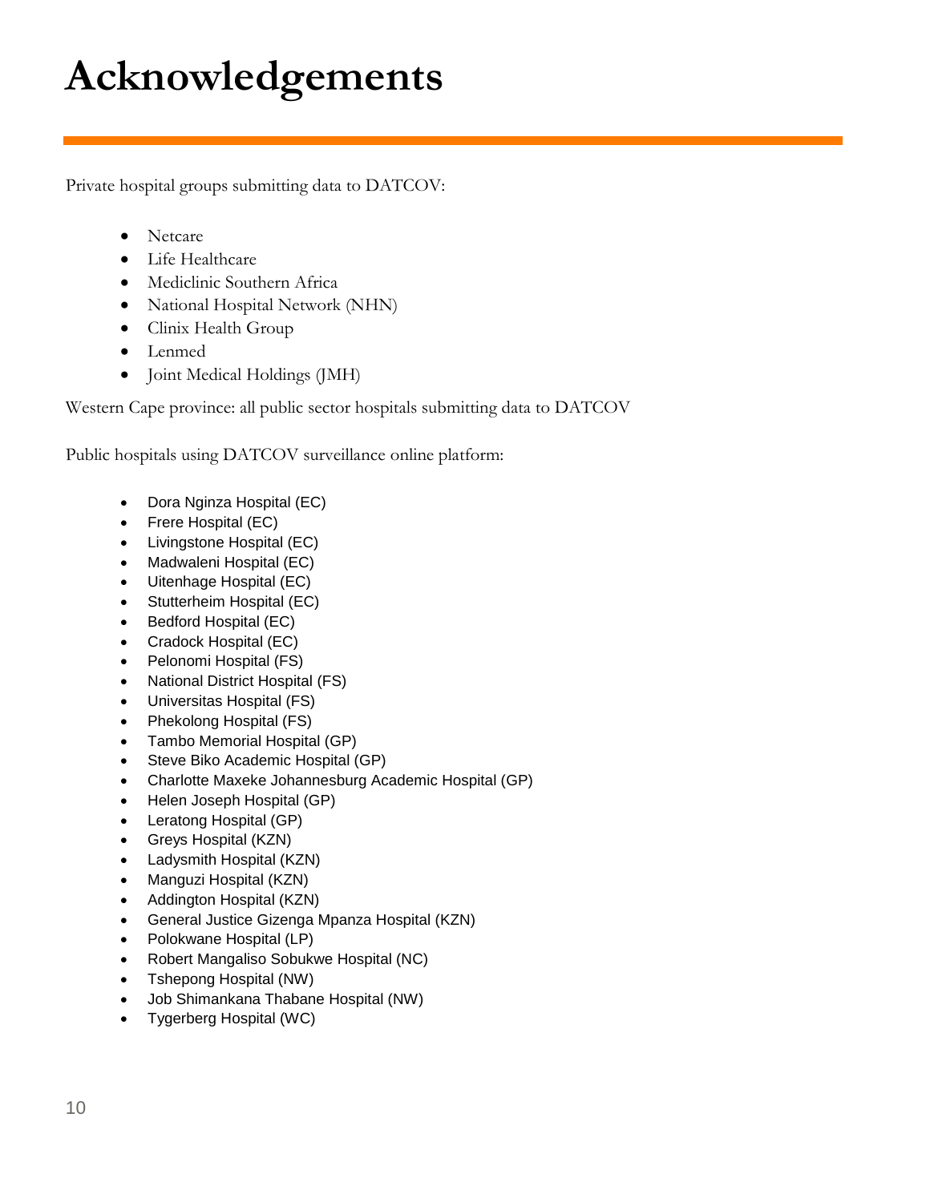# Acknowledgements

Private hospital groups submitting data to DATCOV:

- Netcare
- Life Healthcare
- Mediclinic Southern Africa
- National Hospital Network (NHN)
- Clinix Health Group
- Lenmed
- Joint Medical Holdings (JMH)

Western Cape province: all public sector hospitals submitting data to DATCOV

Public hospitals using DATCOV surveillance online platform:

- Dora Nginza Hospital (EC)
- Frere Hospital (EC)
- Livingstone Hospital (EC)
- Madwaleni Hospital (EC)
- Uitenhage Hospital (EC)
- Stutterheim Hospital (EC)
- Bedford Hospital (EC)
- Cradock Hospital (EC)
- Pelonomi Hospital (FS)
- National District Hospital (FS)
- Universitas Hospital (FS)
- Phekolong Hospital (FS)
- Tambo Memorial Hospital (GP)
- Steve Biko Academic Hospital (GP)
- Charlotte Maxeke Johannesburg Academic Hospital (GP)
- Helen Joseph Hospital (GP)
- Leratong Hospital (GP)
- Greys Hospital (KZN)
- Ladysmith Hospital (KZN)
- Manguzi Hospital (KZN)
- Addington Hospital (KZN)
- General Justice Gizenga Mpanza Hospital (KZN)
- Polokwane Hospital (LP)
- Robert Mangaliso Sobukwe Hospital (NC)
- Tshepong Hospital (NW)
- Job Shimankana Thabane Hospital (NW)
- Tygerberg Hospital (WC)